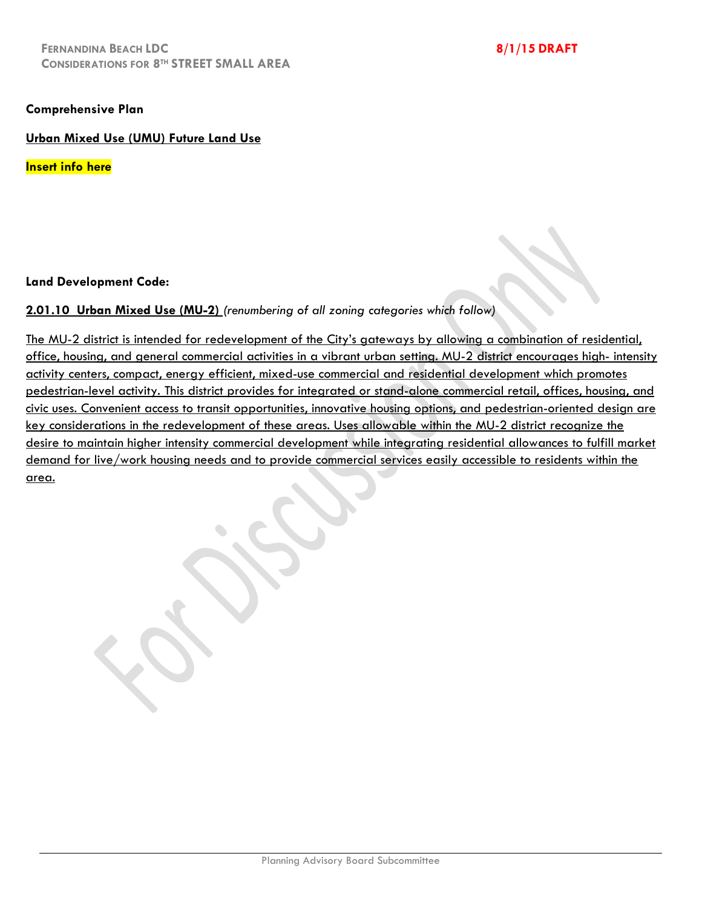**Comprehensive Plan**

**Urban Mixed Use (UMU) Future Land Use**

**Insert info here**

**Land Development Code:**

**2.01.10 Urban Mixed Use (MU-2)** *(renumbering of all zoning categories which follow)*

The MU-2 district is intended for redevelopment of the City's gateways by allowing a combination of residential, office, housing, and general commercial activities in a vibrant urban setting. MU-2 district encourages high- intensity activity centers, compact, energy efficient, mixed-use commercial and residential development which promotes pedestrian-level activity. This district provides for integrated or stand-alone commercial retail, offices, housing, and civic uses. Convenient access to transit opportunities, innovative housing options, and pedestrian-oriented design are key considerations in the redevelopment of these areas. Uses allowable within the MU-2 district recognize the desire to maintain higher intensity commercial development while integrating residential allowances to fulfill market demand for live/work housing needs and to provide commercial services easily accessible to residents within the area.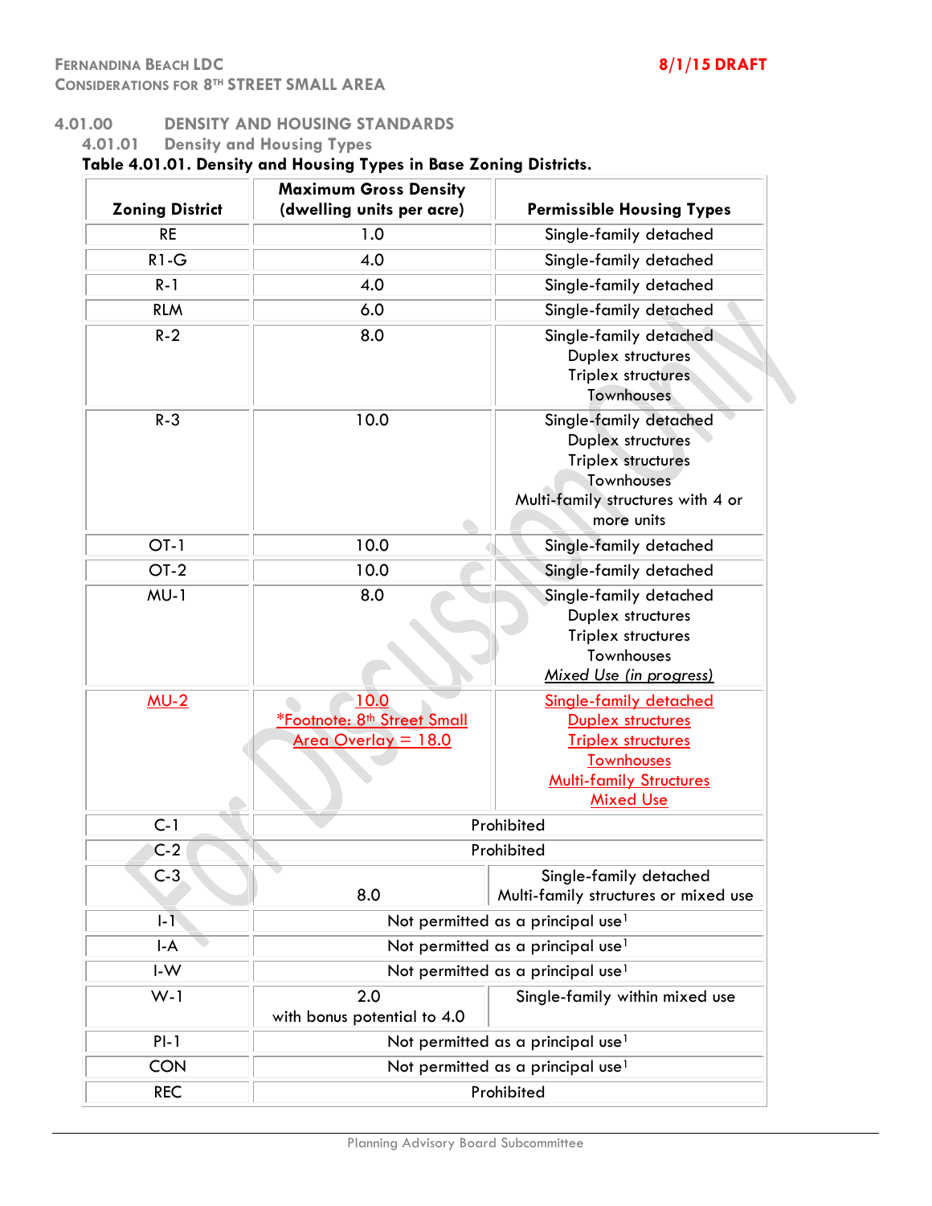## 4.01.00 DENSITY AND HOUSING STANDARDS

### 4.01.01 Density and Housing Types

**Table 4.01.01. Density and Housing Types in Base Zoning Districts.**

| Zoning District | Maximum Gross Density (dwelling units per acre) | Permissible Housing Types |
|---|---|---|
| RE | 1.0 | Single-family detached |
| R1-G | 4.0 | Single-family detached |
| R-1 | 4.0 | Single-family detached |
| RLM | 6.0 | Single-family detached |
| R-2 | 8.0 | Single-family detached<br>Duplex structures<br>Triplex structures<br>Townhouses |
| R-3 | 10.0 | Single-family detached<br>Duplex structures<br>Triplex structures<br>Townhouses<br>Multi-family structures with 4 or more units |
| OT-1 | 10.0 | Single-family detached |
| OT-2 | 10.0 | Single-family detached |
| MU-1 | 8.0 | Single-family detached<br>Duplex structures<br>Triplex structures<br>Townhouses<br>*Mixed Use (in progress)* |
| MU-2 | 10.0<br>*Footnote: 8th Street Small Area Overlay = 18.0 | Single-family detached<br>Duplex structures<br>Triplex structures<br>Townhouses<br>Multi-family Structures<br>Mixed Use |
| C-1 | Prohibited | |
| C-2 | Prohibited | |
| C-3 | 8.0 | Single-family detached<br>Multi-family structures or mixed use |
| I-1 | Not permitted as a principal use[1] | |
| I-A | Not permitted as a principal use[1] | |
| I-W | Not permitted as a principal use[1] | |
| W-1 | 2.0<br>with bonus potential to 4.0 | Single-family within mixed use |
| PI-1 | Not permitted as a principal use[1] | |
| CON | Not permitted as a principal use[1] | |
| REC | Prohibited | |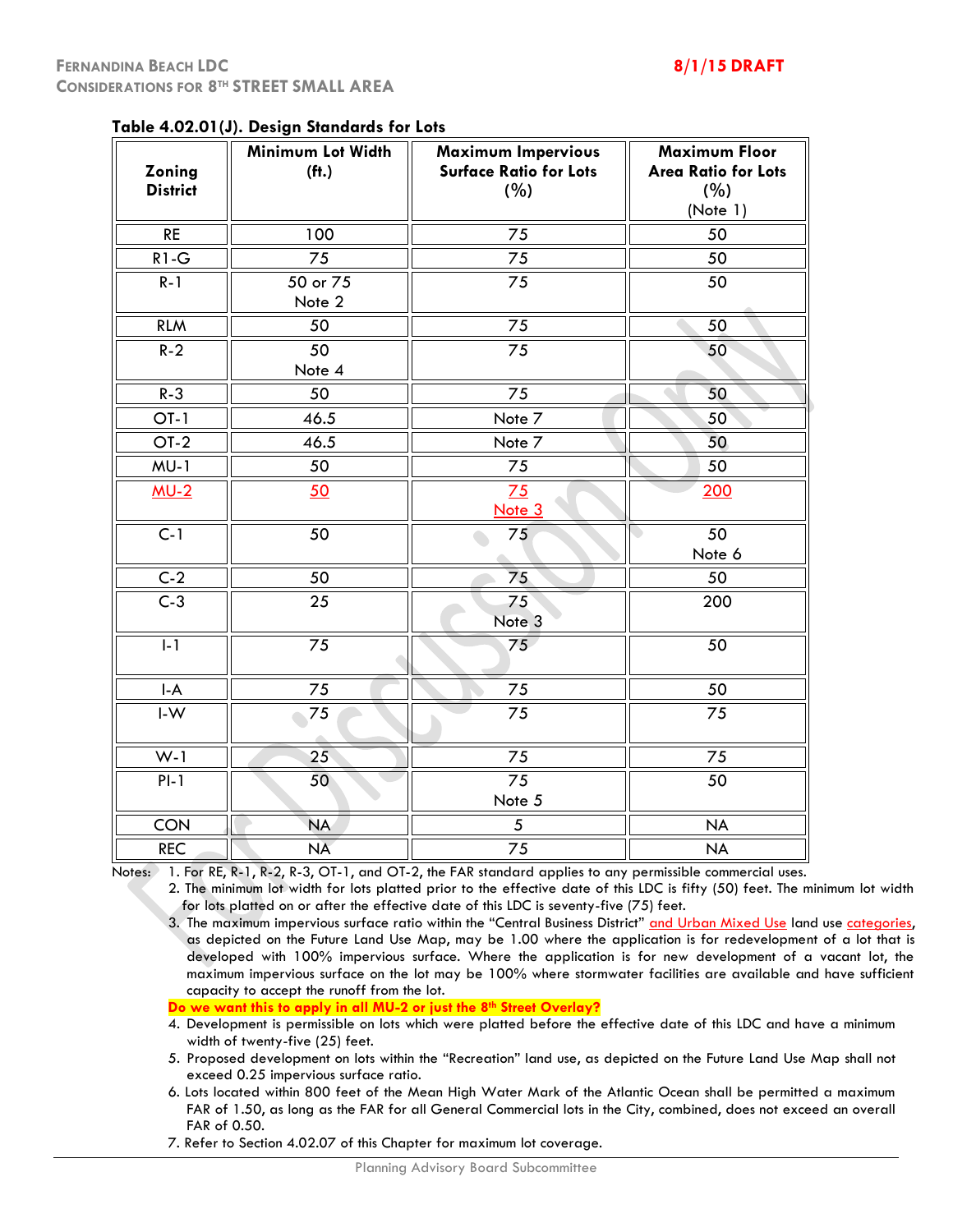**Table 4.02.01(J). Design Standards for Lots**

| Zoning District | Minimum Lot Width (ft.) | Maximum Impervious Surface Ratio for Lots (%) | Maximum Floor Area Ratio for Lots (%) (Note 1) |
|---|---|---|---|
| RE | 100 | 75 | 50 |
| R1-G | 75 | 75 | 50 |
| R-1 | 50 or 75 Note 2 | 75 | 50 |
| RLM | 50 | 75 | 50 |
| R-2 | 50 Note 4 | 75 | 50 |
| R-3 | 50 | 75 | 50 |
| OT-1 | 46.5 | Note 7 | 50 |
| OT-2 | 46.5 | Note 7 | 50 |
| MU-1 | 50 | 75 | 50 |
| MU-2 | 50 | 75 Note 3 | 200 |
| C-1 | 50 | 75 | 50 Note 6 |
| C-2 | 50 | 75 | 50 |
| C-3 | 25 | 75 Note 3 | 200 |
| I-1 | 75 | 75 | 50 |
| I-A | 75 | 75 | 50 |
| I-W | 75 | 75 | 75 |
| W-1 | 25 | 75 | 75 |
| PI-1 | 50 | 75 Note 5 | 50 |
| CON | NA | 5 | NA |
| REC | NA | 75 | NA |

Notes:

1. For RE, R-1, R-2, R-3, OT-1, and OT-2, the FAR standard applies to any permissible commercial uses.
2. The minimum lot width for lots platted prior to the effective date of this LDC is fifty (50) feet. The minimum lot width for lots platted on or after the effective date of this LDC is seventy-five (75) feet.
3. The maximum impervious surface ratio within the "Central Business District" and Urban Mixed Use land use categories, as depicted on the Future Land Use Map, may be 1.00 where the application is for redevelopment of a lot that is developed with 100% impervious surface. Where the application is for new development of a vacant lot, the maximum impervious surface on the lot may be 100% where stormwater facilities are available and have sufficient capacity to accept the runoff from the lot.

**Do we want this to apply in all MU-2 or just the 8th Street Overlay?**

4. Development is permissible on lots which were platted before the effective date of this LDC and have a minimum width of twenty-five (25) feet.
5. Proposed development on lots within the "Recreation" land use, as depicted on the Future Land Use Map shall not exceed 0.25 impervious surface ratio.
6. Lots located within 800 feet of the Mean High Water Mark of the Atlantic Ocean shall be permitted a maximum FAR of 1.50, as long as the FAR for all General Commercial lots in the City, combined, does not exceed an overall FAR of 0.50.
7. Refer to Section 4.02.07 of this Chapter for maximum lot coverage.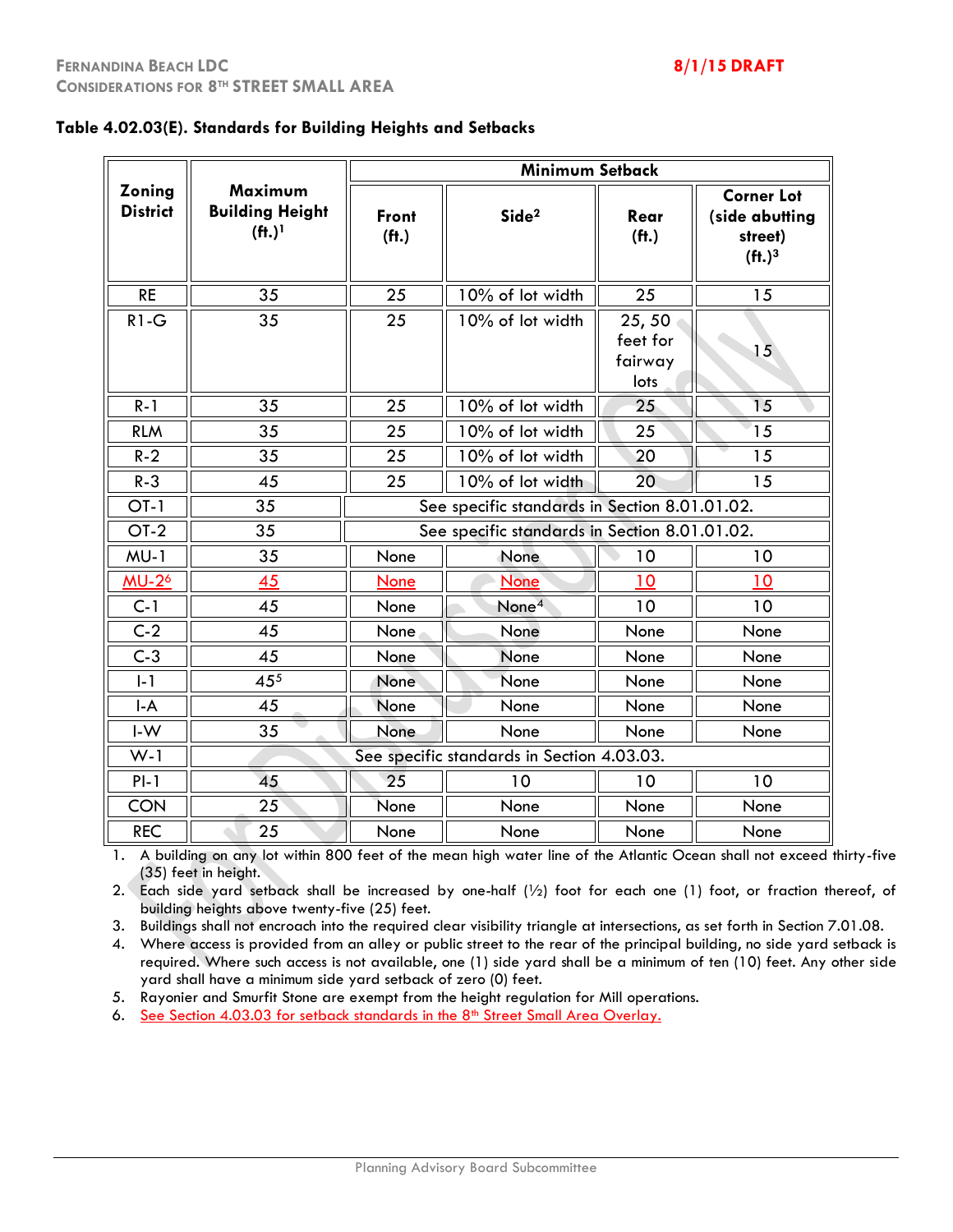**Table 4.02.03(E). Standards for Building Heights and Setbacks**

| Zoning District | Maximum Building Height (ft.)[1] | Minimum Setback | | | |
|---|---|---|---|---|---|
| | | Front (ft.) | Side[2] | Rear (ft.) | Corner Lot (side abutting street) (ft.)[3] |
| RE | 35 | 25 | 10% of lot width | 25 | 15 |
| R1-G | 35 | 25 | 10% of lot width | 25, 50 feet for fairway lots | 15 |
| R-1 | 35 | 25 | 10% of lot width | 25 | 15 |
| RLM | 35 | 25 | 10% of lot width | 25 | 15 |
| R-2 | 35 | 25 | 10% of lot width | 20 | 15 |
| R-3 | 45 | 25 | 10% of lot width | 20 | 15 |
| OT-1 | 35 | See specific standards in Section 8.01.01.02. | | | |
| OT-2 | 35 | See specific standards in Section 8.01.01.02. | | | |
| MU-1 | 35 | None | None | 10 | 10 |
| MU-2[6] | 45 | None | None | 10 | 10 |
| C-1 | 45 | None | None[4] | 10 | 10 |
| C-2 | 45 | None | None | None | None |
| C-3 | 45 | None | None | None | None |
| I-1 | 45[5] | None | None | None | None |
| I-A | 45 | None | None | None | None |
| I-W | 35 | None | None | None | None |
| W-1 | See specific standards in Section 4.03.03. | | | | |
| PI-1 | 45 | 25 | 10 | 10 | 10 |
| CON | 25 | None | None | None | None |
| REC | 25 | None | None | None | None |

1. A building on any lot within 800 feet of the mean high water line of the Atlantic Ocean shall not exceed thirty-five (35) feet in height.
2. Each side yard setback shall be increased by one-half (½) foot for each one (1) foot, or fraction thereof, of building heights above twenty-five (25) feet.
3. Buildings shall not encroach into the required clear visibility triangle at intersections, as set forth in Section 7.01.08.
4. Where access is provided from an alley or public street to the rear of the principal building, no side yard setback is required. Where such access is not available, one (1) side yard shall be a minimum of ten (10) feet. Any other side yard shall have a minimum side yard setback of zero (0) feet.
5. Rayonier and Smurfit Stone are exempt from the height regulation for Mill operations.
6. See Section 4.03.03 for setback standards in the 8th Street Small Area Overlay.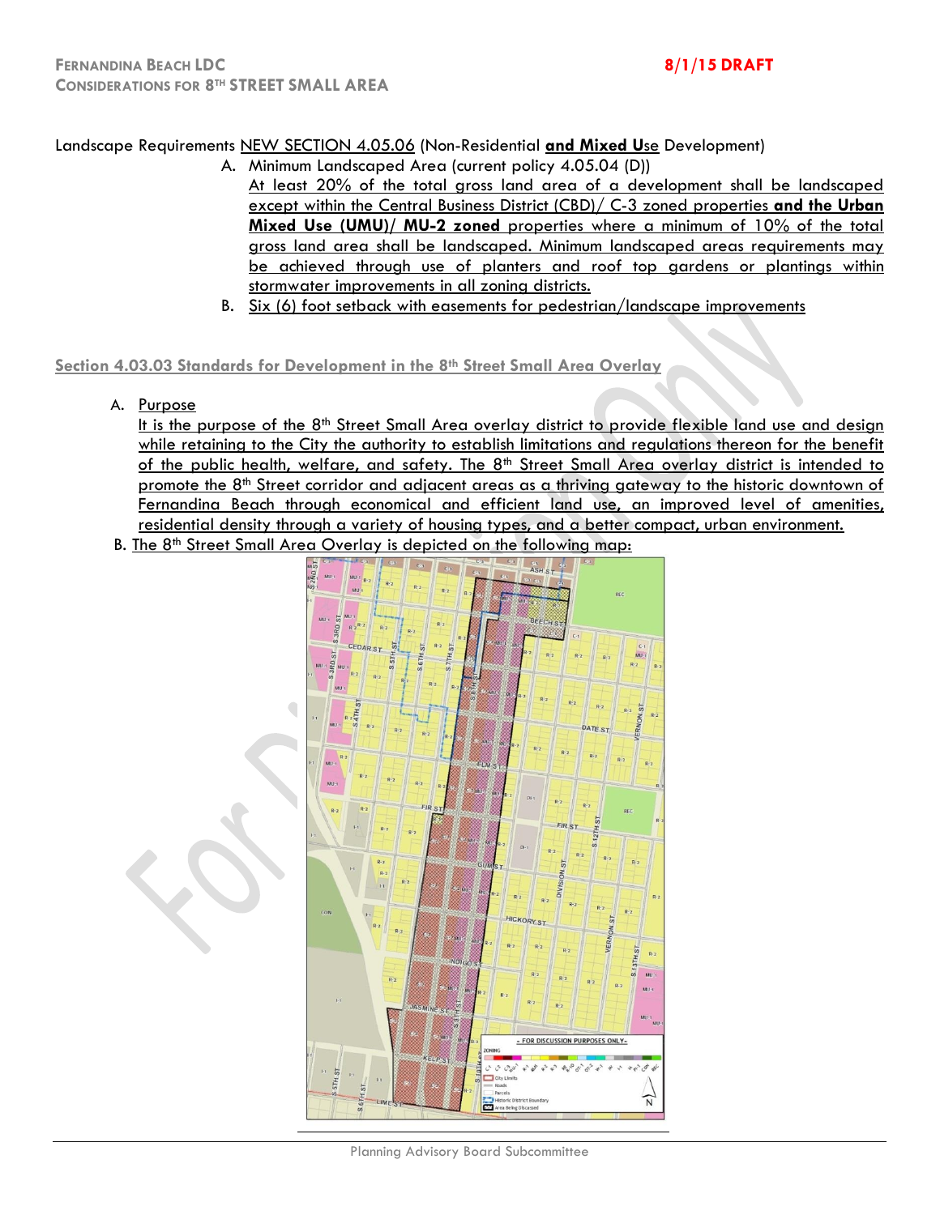Landscape Requirements <u>NEW SECTION 4.05.06</u> (Non-Residential **<u>and Mixed U</u>**<u>se</u> Development)

A. Minimum Landscaped Area (current policy 4.05.04 (D))

<u>At least 20% of the total gross land area of a development shall be landscaped except within the Central Business District (CBD)/ C-3 zoned properties **and the Urban Mixed Use (UMU)/ MU-2 zoned** properties where a minimum of 10% of the total gross land area shall be landscaped. Minimum landscaped areas requirements may be achieved through use of planters and roof top gardens or plantings within stormwater improvements in all zoning districts.</u>

B. <u>Six (6) foot setback with easements for pedestrian/landscape improvements</u>

## <u>Section 4.03.03 Standards for Development in the 8th Street Small Area Overlay</u>

A. <u>Purpose</u>

<u>It is the purpose of the 8th Street Small Area overlay district to provide flexible land use and design while retaining to the City the authority to establish limitations and regulations thereon for the benefit of the public health, welfare, and safety. The 8th Street Small Area overlay district is intended to promote the 8th Street corridor and adjacent areas as a thriving gateway to the historic downtown of Fernandina Beach through economical and efficient land use, an improved level of amenities, residential density through a variety of housing types, and a better compact, urban environment.</u>

B. <u>The 8th Street Small Area Overlay is depicted on the following map:</u>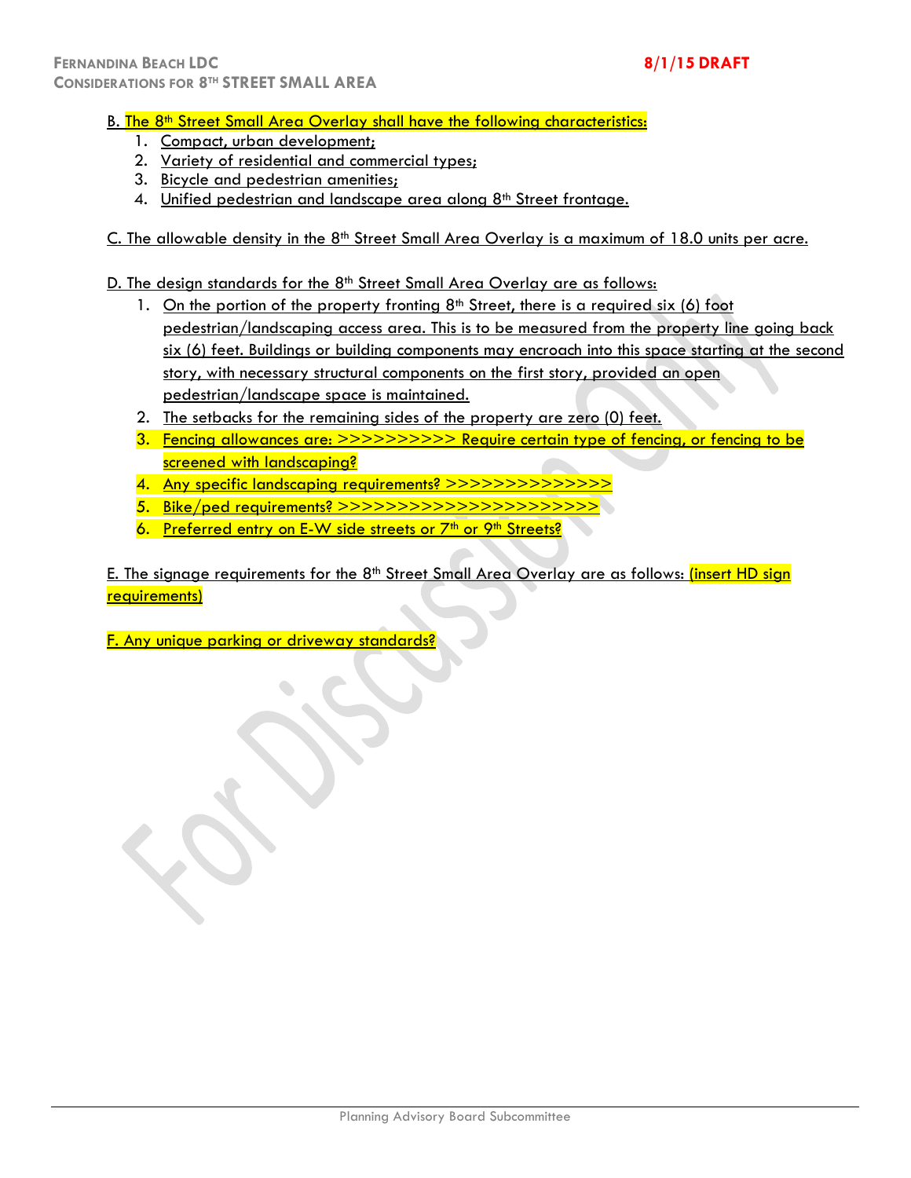B. The 8th Street Small Area Overlay shall have the following characteristics:

1. Compact, urban development;
2. Variety of residential and commercial types;
3. Bicycle and pedestrian amenities;
4. Unified pedestrian and landscape area along 8th Street frontage.

C. The allowable density in the 8th Street Small Area Overlay is a maximum of 18.0 units per acre.

D. The design standards for the 8th Street Small Area Overlay are as follows:

1. On the portion of the property fronting 8th Street, there is a required six (6) foot pedestrian/landscaping access area. This is to be measured from the property line going back six (6) feet. Buildings or building components may encroach into this space starting at the second story, with necessary structural components on the first story, provided an open pedestrian/landscape space is maintained.
2. The setbacks for the remaining sides of the property are zero (0) feet.
3. Fencing allowances are: >>>>>>>>>> Require certain type of fencing, or fencing to be screened with landscaping?
4. Any specific landscaping requirements? >>>>>>>>>>>>>>
5. Bike/ped requirements? >>>>>>>>>>>>>>>>>>>>>>
6. Preferred entry on E-W side streets or 7th or 9th Streets?

E. The signage requirements for the 8th Street Small Area Overlay are as follows: (insert HD sign requirements)

F. Any unique parking or driveway standards?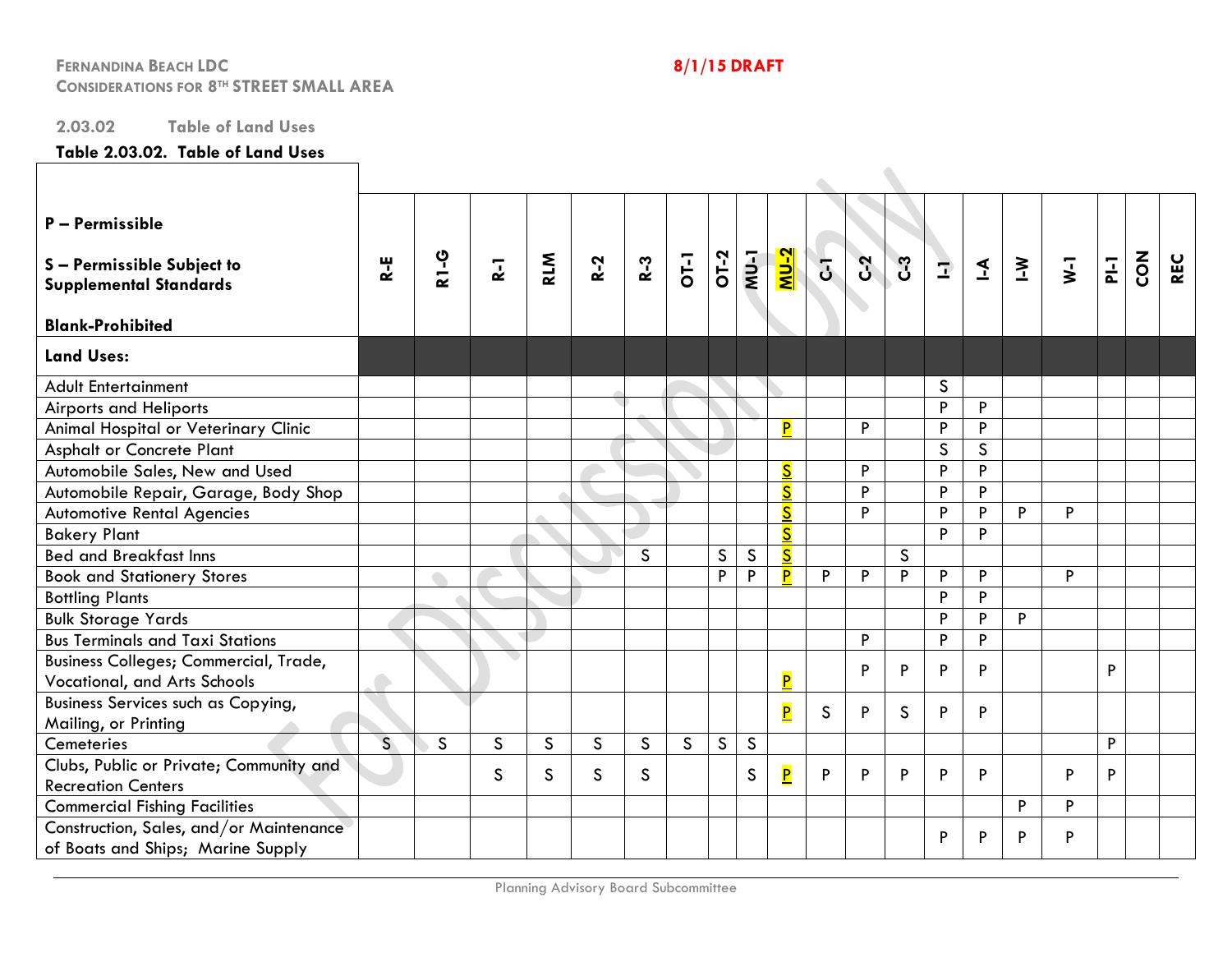FERNANDINA BEACH LDC
CONSIDERATIONS FOR 8TH STREET SMALL AREA

8/1/15 DRAFT

## 2.03.02 Table of Land Uses

**Table 2.03.02. Table of Land Uses**

| **P – Permissible**<br><br>**S – Permissible Subject to Supplemental Standards**<br><br>**Blank-Prohibited** | **R-E** | **R1-G** | **R-1** | **RLM** | **R-2** | **R-3** | **OT-1** | **OT-2** | **MU-1** | **MU-2** | **C-1** | **C-2** | **C-3** | **I-1** | **I-A** | **I-W** | **W-1** | **PI-1** | **CON** | **REC** |
|---|---|---|---|---|---|---|---|---|---|---|---|---|---|---|---|---|---|---|---|---|
| **Land Uses:** | | | | | | | | | | | | | | | | | | | | |
| Adult Entertainment | | | | | | | | | | | | | | S | | | | | | |
| Airports and Heliports | | | | | | | | | | | | | | P | P | | | | | |
| Animal Hospital or Veterinary Clinic | | | | | | | | | | P | | P | | P | P | | | | | |
| Asphalt or Concrete Plant | | | | | | | | | | | | | | S | S | | | | | |
| Automobile Sales, New and Used | | | | | | | | | | S | | P | | P | P | | | | | |
| Automobile Repair, Garage, Body Shop | | | | | | | | | | S | | P | | P | P | | | | | |
| Automotive Rental Agencies | | | | | | | | | | S | | P | | P | P | P | P | | | |
| Bakery Plant | | | | | | | | | | S | | | | P | P | | | | | |
| Bed and Breakfast Inns | | | | | | S | | S | S | S | | | S | | | | | | | |
| Book and Stationery Stores | | | | | | | | P | P | P | P | P | P | P | P | | P | | | |
| Bottling Plants | | | | | | | | | | | | | | P | P | | | | | |
| Bulk Storage Yards | | | | | | | | | | | | | | P | P | P | | | | |
| Bus Terminals and Taxi Stations | | | | | | | | | | | | P | | P | P | | | | | |
| Business Colleges; Commercial, Trade, Vocational, and Arts Schools | | | | | | | | | | P | | P | P | P | P | | | P | | |
| Business Services such as Copying, Mailing, or Printing | | | | | | | | | | P | S | P | S | P | P | | | | | |
| Cemeteries | S | S | S | S | S | S | S | S | S | | | | | | | | | P | | |
| Clubs, Public or Private; Community and Recreation Centers | | | S | S | S | S | | | S | P | P | P | P | P | P | | P | P | | |
| Commercial Fishing Facilities | | | | | | | | | | | | | | | | P | P | | | |
| Construction, Sales, and/or Maintenance of Boats and Ships; Marine Supply | | | | | | | | | | | | | | P | P | P | P | | | |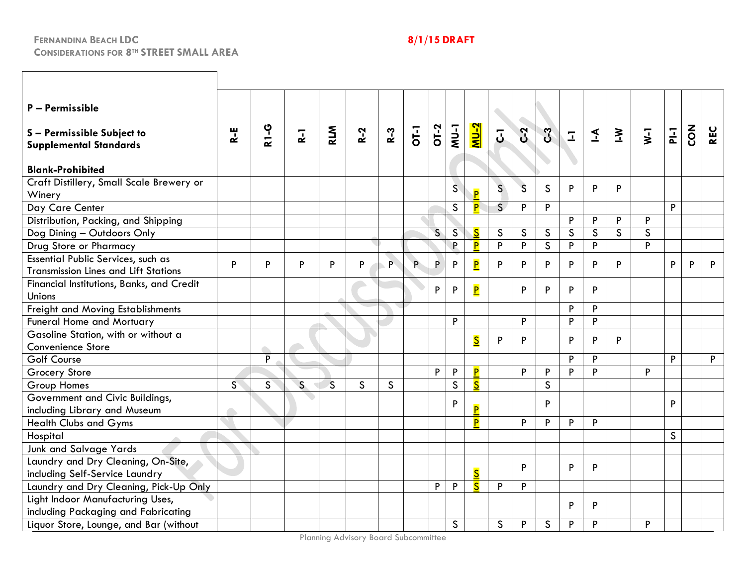**FERNANDINA BEACH LDC**
**CONSIDERATIONS FOR 8TH STREET SMALL AREA**

**8/1/15 DRAFT**

| P – Permissible<br><br>S – Permissible Subject to Supplemental Standards<br><br>Blank-Prohibited | R-E | R1-G | R-1 | RLM | R-2 | R-3 | OT-1 | OT-2 | MU-1 | MU-2 | C-1 | C-2 | C-3 | I-1 | I-A | I-W | W-1 | PI-1 | CON | REC |
|---|---|---|---|---|---|---|---|---|---|---|---|---|---|---|---|---|---|---|---|---|
| Craft Distillery, Small Scale Brewery or Winery | | | | | | | | | S | P | S | S | S | P | P | P | | | | |
| Day Care Center | | | | | | | | | S | P | S | P | P | | | | | P | | |
| Distribution, Packing, and Shipping | | | | | | | | | | | | | | P | P | P | P | | | |
| Dog Dining – Outdoors Only | | | | | | | | S | S | S | S | S | S | S | S | S | S | | | |
| Drug Store or Pharmacy | | | | | | | | | P | P | P | P | S | P | P | | P | | | |
| Essential Public Services, such as Transmission Lines and Lift Stations | P | P | P | P | P | P | P | P | P | P | P | P | P | P | P | P | | P | P | P |
| Financial Institutions, Banks, and Credit Unions | | | | | | | | P | P | P | | P | P | P | P | | | | | |
| Freight and Moving Establishments | | | | | | | | | | | | | | P | P | | | | | |
| Funeral Home and Mortuary | | | | | | | | | P | | | P | | P | P | | | | | |
| Gasoline Station, with or without a Convenience Store | | | | | | | | | | S | P | P | | P | P | P | | | | |
| Golf Course | | P | | | | | | | | | | | | P | P | | | P | | P |
| Grocery Store | | | | | | | | P | P | P | | P | P | P | P | | P | | | |
| Group Homes | S | S | S | S | S | S | | | S | S | | | S | | | | | | | |
| Government and Civic Buildings, including Library and Museum | | | | | | | | | P | P | | | P | | | | | P | | |
| Health Clubs and Gyms | | | | | | | | | | P | | P | P | P | P | | | | | |
| Hospital | | | | | | | | | | | | | | | | | | S | | |
| Junk and Salvage Yards | | | | | | | | | | | | | | | | | | | | |
| Laundry and Dry Cleaning, On-Site, including Self-Service Laundry | | | | | | | | | | S | | P | | P | P | | | | | |
| Laundry and Dry Cleaning, Pick-Up Only | | | | | | | | P | P | S | P | P | | | | | | | | |
| Light Indoor Manufacturing Uses, including Packaging and Fabricating | | | | | | | | | | | | | | P | P | | | | | |
| Liquor Store, Lounge, and Bar (without | | | | | | | | | S | | S | P | S | P | P | | P | | | |

Planning Advisory Board Subcommittee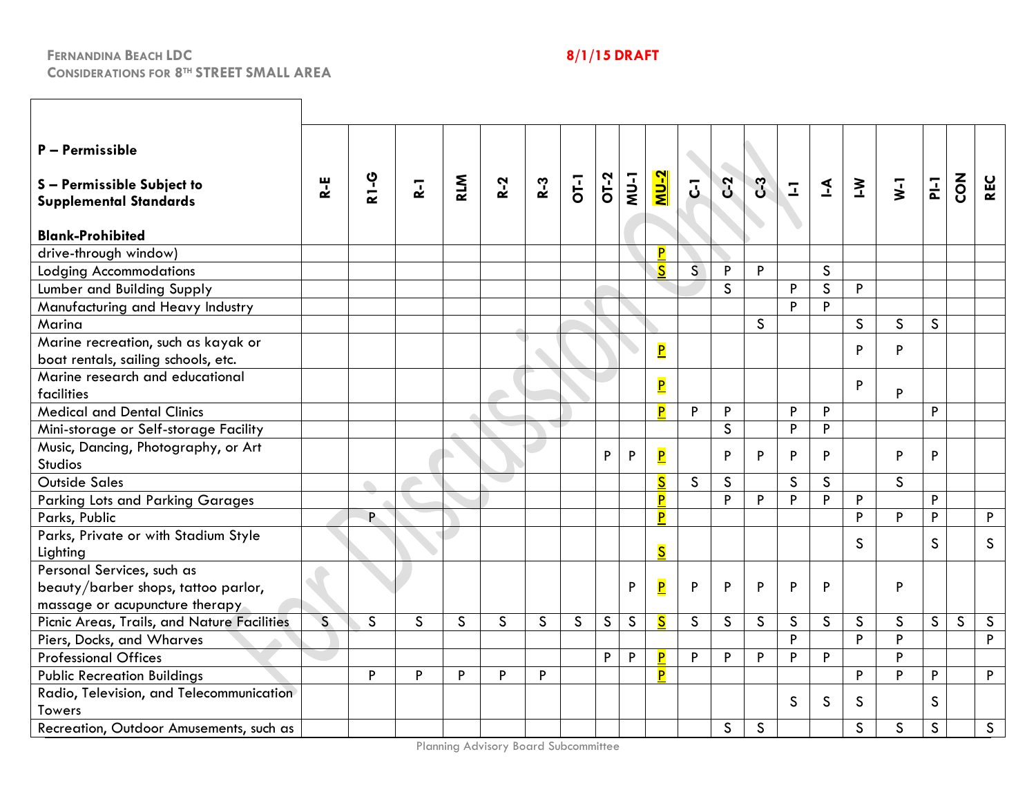FERNANDINA BEACH LDC
CONSIDERATIONS FOR 8TH STREET SMALL AREA

8/1/15 DRAFT

| P – Permissible<br><br>S – Permissible Subject to Supplemental Standards<br><br>Blank-Prohibited | R-E | R1-G | R-1 | RLM | R-2 | R-3 | OT-1 | OT-2 | MU-1 | MU-2 | C-1 | C-2 | C-3 | I-1 | I-A | I-W | W-1 | PI-1 | CON | REC |
|---|---|---|---|---|---|---|---|---|---|---|---|---|---|---|---|---|---|---|---|---|
| drive-through window) | | | | | | | | | | P | | | | | | | | | | |
| Lodging Accommodations | | | | | | | | | | S | S | P | P | | S | | | | | |
| Lumber and Building Supply | | | | | | | | | | | | S | | P | S | P | | | | |
| Manufacturing and Heavy Industry | | | | | | | | | | | | | | P | P | | | | | |
| Marina | | | | | | | | | | | | | S | | | S | S | S | | |
| Marine recreation, such as kayak or boat rentals, sailing schools, etc. | | | | | | | | | | P | | | | | | P | P | | | |
| Marine research and educational facilities | | | | | | | | | | P | | | | | | P | P | | | |
| Medical and Dental Clinics | | | | | | | | | | P | P | P | | P | P | | | P | | |
| Mini-storage or Self-storage Facility | | | | | | | | | | | | S | | P | P | | | | | |
| Music, Dancing, Photography, or Art Studios | | | | | | | | P | P | P | | P | P | P | P | | P | P | | |
| Outside Sales | | | | | | | | | | S | S | S | | S | S | | S | | | |
| Parking Lots and Parking Garages | | | | | | | | | | P | | P | P | P | P | P | | P | | |
| Parks, Public | | P | | | | | | | | P | | | | | | P | P | P | | P |
| Parks, Private or with Stadium Style Lighting | | | | | | | | | | S | | | | | | S | | S | | S |
| Personal Services, such as beauty/barber shops, tattoo parlor, massage or acupuncture therapy | | | | | | | | | P | P | P | P | P | P | P | | P | | | |
| Picnic Areas, Trails, and Nature Facilities | S | S | S | S | S | S | S | S | S | S | S | S | S | S | S | S | S | S | S | S |
| Piers, Docks, and Wharves | | | | | | | | | | | | | | P | | P | P | | | P |
| Professional Offices | | | | | | | | P | P | P | P | P | P | P | P | | P | | | |
| Public Recreation Buildings | | P | P | P | P | P | | | | P | | | | | | P | P | P | | P |
| Radio, Television, and Telecommunication Towers | | | | | | | | | | | | | | S | S | S | | S | | |
| Recreation, Outdoor Amusements, such as | | | | | | | | | | | | S | S | | | S | S | S | | S |

Planning Advisory Board Subcommittee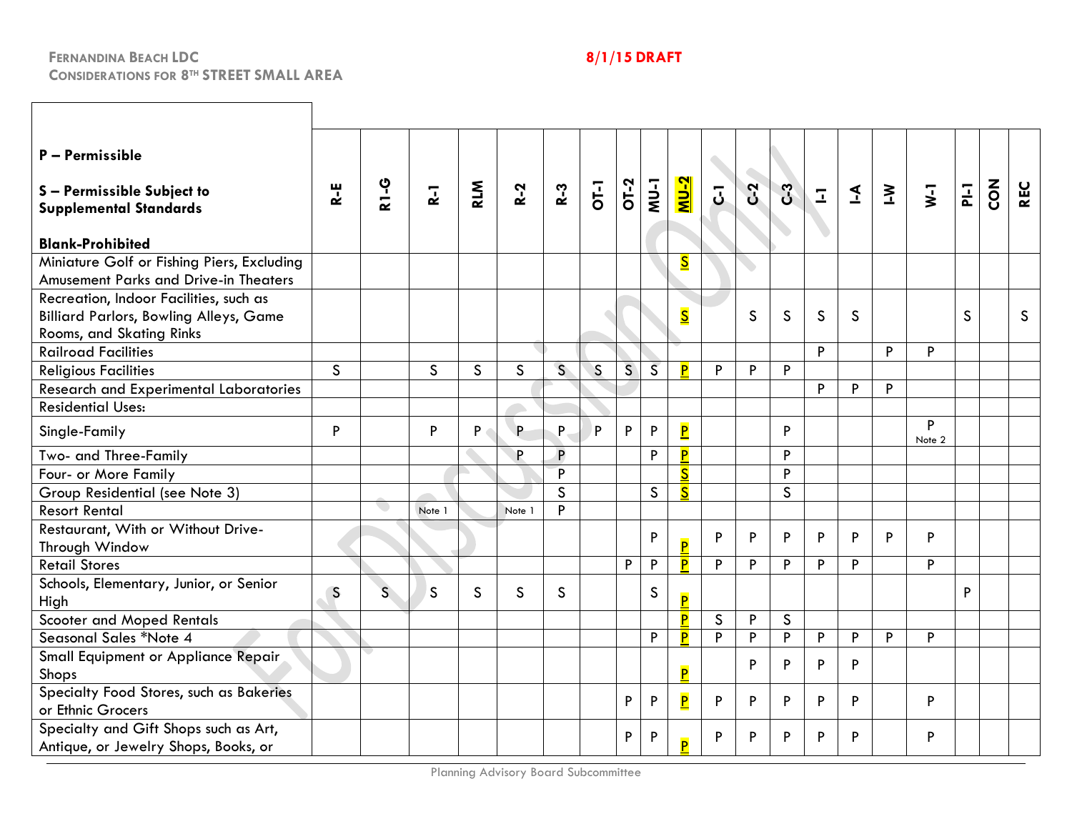FERNANDINA BEACH LDC
CONSIDERATIONS FOR 8TH STREET SMALL AREA

8/1/15 DRAFT

| P – Permissible<br><br>S – Permissible Subject to Supplemental Standards<br><br>Blank-Prohibited | R-E | R1-G | R-1 | RLM | R-2 | R-3 | OT-1 | OT-2 | MU-1 | MU-2 | C-1 | C-2 | C-3 | I-1 | I-A | I-W | W-1 | PI-1 | CON | REC |
|---|---|---|---|---|---|---|---|---|---|---|---|---|---|---|---|---|---|---|---|---|
| Miniature Golf or Fishing Piers, Excluding Amusement Parks and Drive-in Theaters | | | | | | | | | | S | | | | | | | | | | |
| Recreation, Indoor Facilities, such as Billiard Parlors, Bowling Alleys, Game Rooms, and Skating Rinks | | | | | | | | | | S | | S | S | S | S | | | S | | S |
| Railroad Facilities | | | | | | | | | | | | | | P | | P | P | | | |
| Religious Facilities | S | | S | S | S | S | S | S | S | P | P | P | P | | | | | | | |
| Research and Experimental Laboratories | | | | | | | | | | | | | | P | P | P | | | | |
| Residential Uses: | | | | | | | | | | | | | | | | | | | | |
| Single-Family | P | | P | P | P | P | P | P | P | P | | | P | | | | P Note 2 | | | |
| Two- and Three-Family | | | | | P | P | | | P | P | | | P | | | | | | | |
| Four- or More Family | | | | | | P | | | | S | | | P | | | | | | | |
| Group Residential (see Note 3) | | | | | | S | | | S | S | | | S | | | | | | | |
| Resort Rental | | | Note 1 | | Note 1 | P | | | | | | | | | | | | | | |
| Restaurant, With or Without Drive-Through Window | | | | | | | | | P | P | P | P | P | P | P | P | P | | | |
| Retail Stores | | | | | | | | P | P | P | P | P | P | P | P | | P | | | |
| Schools, Elementary, Junior, or Senior High | S | S | S | S | S | S | | | S | P | | | | | | | | P | | |
| Scooter and Moped Rentals | | | | | | | | | | P | S | P | S | | | | | | | |
| Seasonal Sales *Note 4 | | | | | | | | | P | P | P | P | P | P | P | P | P | | | |
| Small Equipment or Appliance Repair Shops | | | | | | | | | | P | | P | P | P | P | | | | | |
| Specialty Food Stores, such as Bakeries or Ethnic Grocers | | | | | | | | P | P | P | P | P | P | P | P | | P | | | |
| Specialty and Gift Shops such as Art, Antique, or Jewelry Shops, Books, or | | | | | | | | P | P | P | P | P | P | P | P | | P | | | |

Planning Advisory Board Subcommittee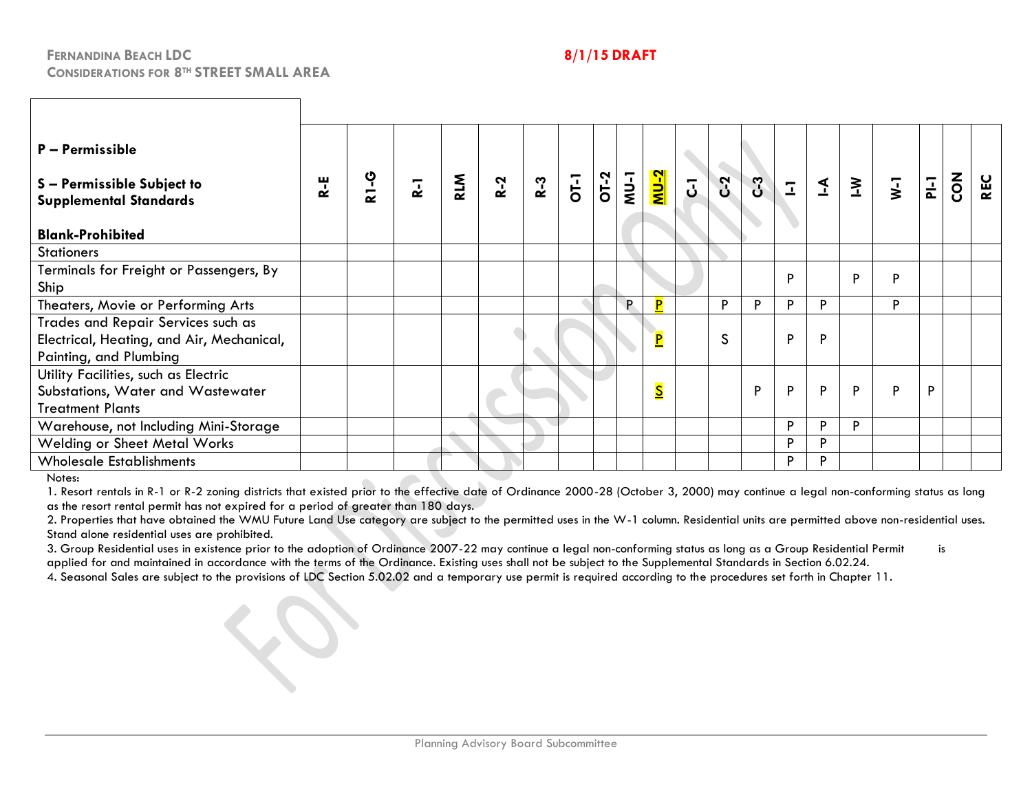| P – Permissible<br><br>S – Permissible Subject to Supplemental Standards<br><br>Blank-Prohibited | R-E | R1-G | R-1 | RLM | R-2 | R-3 | OT-1 | OT-2 | MU-1 | **MU-2** | C-1 | C-2 | C-3 | I-1 | I-A | I-W | W-1 | PI-1 | CON | REC |
|---|---|---|---|---|---|---|---|---|---|---|---|---|---|---|---|---|---|---|---|---|
| Stationers | | | | | | | | | | | | | | | | | | | | |
| Terminals for Freight or Passengers, By Ship | | | | | | | | | | | | | | P | | P | P | | | |
| Theaters, Movie or Performing Arts | | | | | | | | | P | **P** | | P | P | P | P | | P | | | |
| Trades and Repair Services such as Electrical, Heating, and Air, Mechanical, Painting, and Plumbing | | | | | | | | | | **P** | | S | | P | P | | | | | |
| Utility Facilities, such as Electric Substations, Water and Wastewater Treatment Plants | | | | | | | | | | **S** | | | P | P | P | P | P | P | | |
| Warehouse, not Including Mini-Storage | | | | | | | | | | | | | | P | P | P | | | | |
| Welding or Sheet Metal Works | | | | | | | | | | | | | | P | P | | | | | |
| Wholesale Establishments | | | | | | | | | | | | | | P | P | | | | | |

Notes:

1. Resort rentals in R-1 or R-2 zoning districts that existed prior to the effective date of Ordinance 2000-28 (October 3, 2000) may continue a legal non-conforming status as long as the resort rental permit has not expired for a period of greater than 180 days.
2. Properties that have obtained the WMU Future Land Use category are subject to the permitted uses in the W-1 column. Residential units are permitted above non-residential uses. Stand alone residential uses are prohibited.
3. Group Residential uses in existence prior to the adoption of Ordinance 2007-22 may continue a legal non-conforming status as long as a Group Residential Permit is applied for and maintained in accordance with the terms of the Ordinance. Existing uses shall not be subject to the Supplemental Standards in Section 6.02.24.
4. Seasonal Sales are subject to the provisions of LDC Section 5.02.02 and a temporary use permit is required according to the procedures set forth in Chapter 11.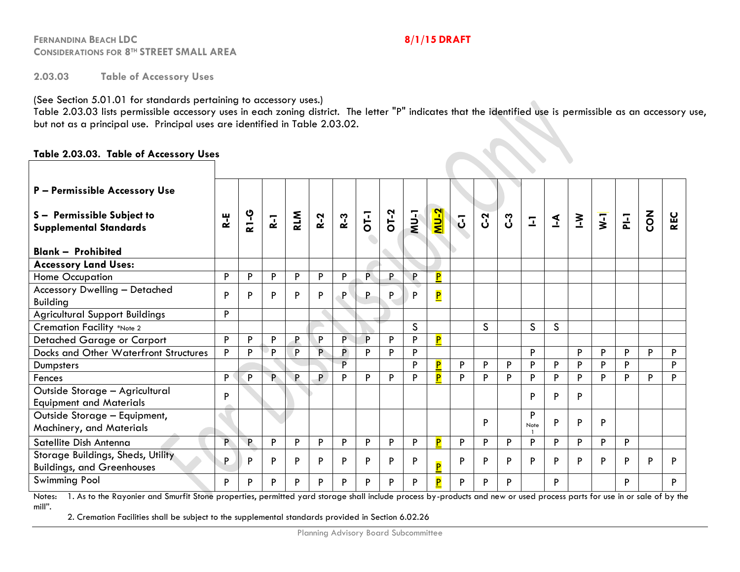## 2.03.03 Table of Accessory Uses

(See Section 5.01.01 for standards pertaining to accessory uses.)
Table 2.03.03 lists permissible accessory uses in each zoning district. The letter "P" indicates that the identified use is permissible as an accessory use, but not as a principal use. Principal uses are identified in Table 2.03.02.

**Table 2.03.03. Table of Accessory Uses**

| **P – Permissible Accessory Use**<br><br>**S – Permissible Subject to Supplemental Standards**<br><br>**Blank – Prohibited** | **R-E** | **R1-G** | **R-1** | **RLM** | **R-2** | **R-3** | **OT-1** | **OT-2** | **MU-1** | **MU-2** | **C-1** | **C-2** | **C-3** | **I-1** | **I-A** | **I-W** | **W-1** | **PI-1** | **CON** | **REC** |
|---|---|---|---|---|---|---|---|---|---|---|---|---|---|---|---|---|---|---|---|---|
| **Accessory Land Uses:** | | | | | | | | | | | | | | | | | | | | |
| Home Occupation | P | P | P | P | P | P | P | P | P | P | | | | | | | | | | |
| Accessory Dwelling – Detached Building | P | P | P | P | P | P | P | P | P | P | | | | | | | | | | |
| Agricultural Support Buildings | P | | | | | | | | | | | | | | | | | | | |
| Cremation Facility *Note 2 | | | | | | | | | S | | | S | | S | S | | | | | |
| Detached Garage or Carport | P | P | P | P | P | P | P | P | P | P | | | | | | | | | | |
| Docks and Other Waterfront Structures | P | P | P | P | P | P | P | P | P | | | | | P | | P | P | P | P | P |
| Dumpsters | | | | | | P | | | P | P | P | P | P | P | P | P | P | P | | P |
| Fences | P | P | P | P | P | P | P | P | P | P | P | P | P | P | P | P | P | P | P | P |
| Outside Storage – Agricultural Equipment and Materials | P | | | | | | | | | | | | | P | P | P | | | | |
| Outside Storage – Equipment, Machinery, and Materials | | | | | | | | | | | | P | | P Note 1 | P | P | P | | | |
| Satellite Dish Antenna | P | P | P | P | P | P | P | P | P | P | P | P | P | P | P | P | P | P | | |
| Storage Buildings, Sheds, Utility Buildings, and Greenhouses | P | P | P | P | P | P | P | P | P | P | P | P | P | P | P | P | P | P | P | P |
| Swimming Pool | P | P | P | P | P | P | P | P | P | P | P | P | P | | P | | | P | | P |

Notes: 1. As to the Rayonier and Smurfit Stone properties, permitted yard storage shall include process by-products and new or used process parts for use in or sale of by the mill".

2. Cremation Facilities shall be subject to the supplemental standards provided in Section 6.02.26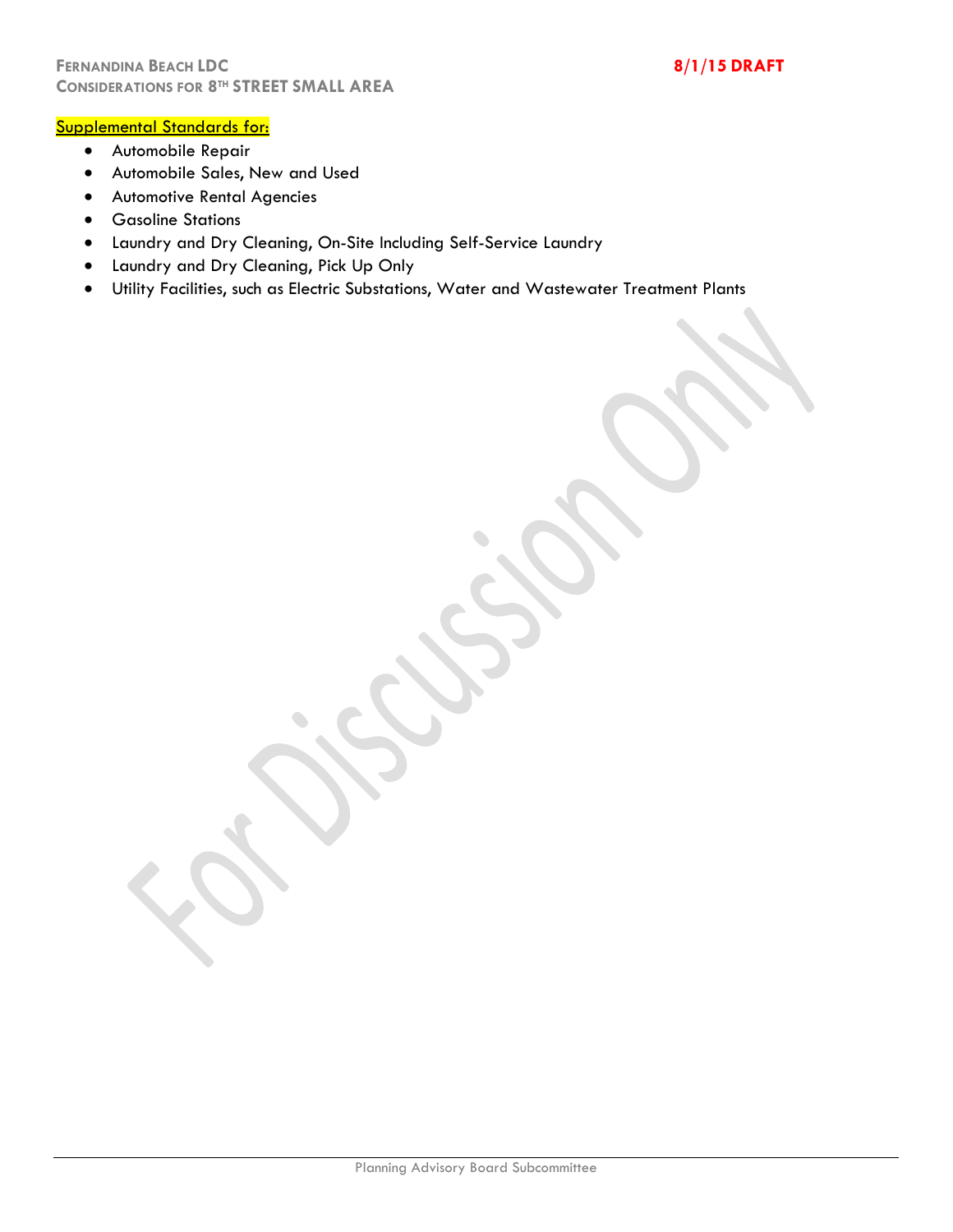Supplemental Standards for:

- Automobile Repair
- Automobile Sales, New and Used
- Automotive Rental Agencies
- Gasoline Stations
- Laundry and Dry Cleaning, On-Site Including Self-Service Laundry
- Laundry and Dry Cleaning, Pick Up Only
- Utility Facilities, such as Electric Substations, Water and Wastewater Treatment Plants